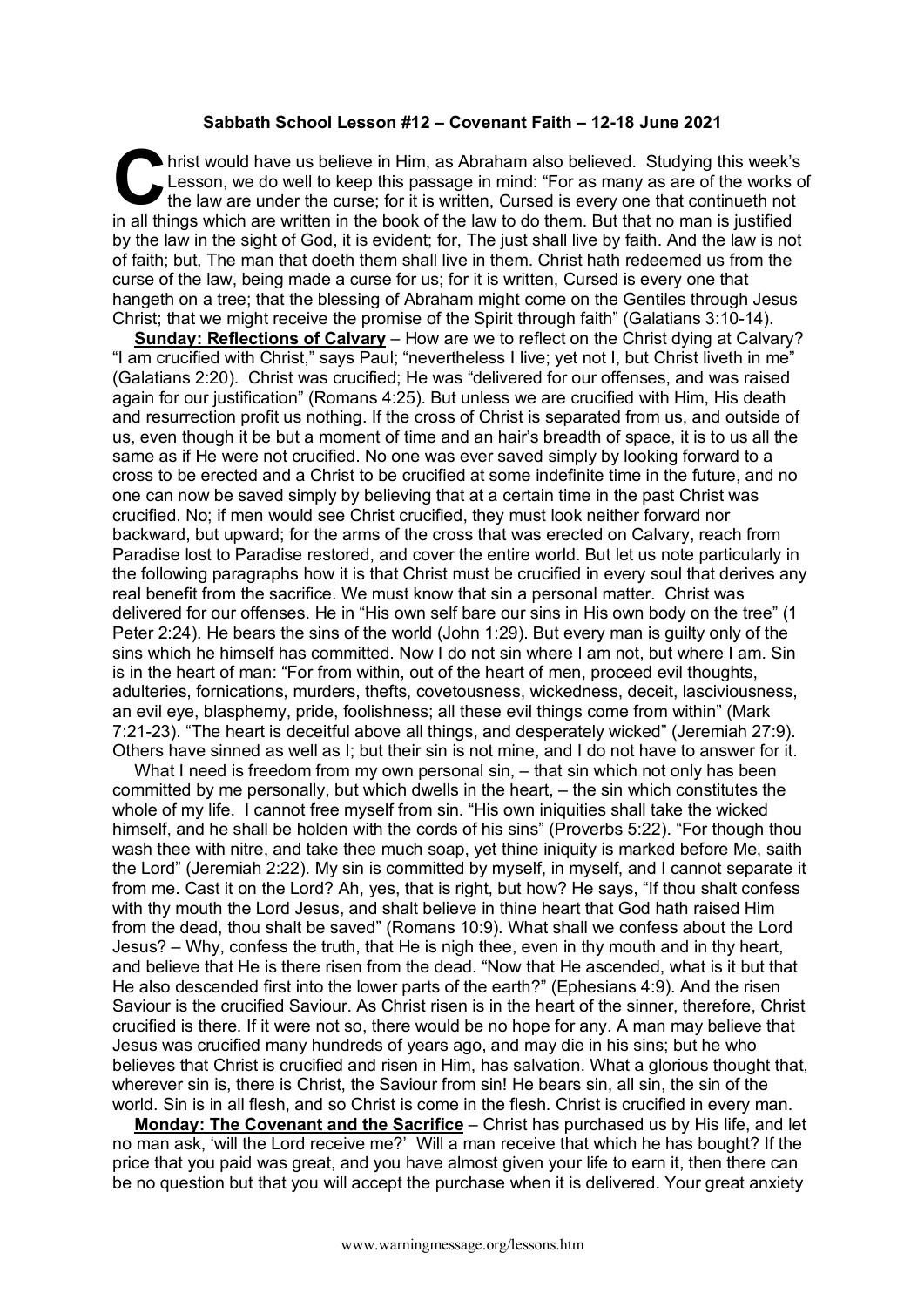**Sabbath School Lesson #12 – Covenant Faith – 12-18 June 2021**

Christ would have us believe in Him, as Abraham also believed. Studying this week's Lesson, we do well to keep this passage in mind: "For as many as are of the works of the law are under the curse; for it is written, Cursed is every one that continueth not in all things which are written in the book of the law to do them. But that no man is justified by the law in the sight of God, it is evident; for, The just shall live by faith. And the law is not of faith; but, The man that doeth them shall live in them. Christ hath redeemed us from the curse of the law, being made a curse for us; for it is written, Cursed is every one that hangeth on a tree; that the blessing of Abraham might come on the Gentiles through Jesus Christ; that we might receive the promise of the Spirit through faith" (Galatians 3:10-14).

**Sunday: Reflections of Calvary** – How are we to reflect on the Christ dying at Calvary? "I am crucified with Christ," says Paul; "nevertheless I live; yet not I, but Christ liveth in me" (Galatians 2:20). Christ was crucified; He was "delivered for our offenses, and was raised again for our justification" (Romans 4:25). But unless we are crucified with Him, His death and resurrection profit us nothing. If the cross of Christ is separated from us, and outside of us, even though it be but a moment of time and an hair's breadth of space, it is to us all the same as if He were not crucified. No one was ever saved simply by looking forward to a cross to be erected and a Christ to be crucified at some indefinite time in the future, and no one can now be saved simply by believing that at a certain time in the past Christ was crucified. No; if men would see Christ crucified, they must look neither forward nor backward, but upward; for the arms of the cross that was erected on Calvary, reach from Paradise lost to Paradise restored, and cover the entire world. But let us note particularly in the following paragraphs how it is that Christ must be crucified in every soul that derives any real benefit from the sacrifice. We must know that sin a personal matter. Christ was delivered for our offenses. He in "His own self bare our sins in His own body on the tree" (1 Peter 2:24). He bears the sins of the world (John 1:29). But every man is guilty only of the sins which he himself has committed. Now I do not sin where I am not, but where I am. Sin is in the heart of man: "For from within, out of the heart of men, proceed evil thoughts, adulteries, fornications, murders, thefts, covetousness, wickedness, deceit, lasciviousness, an evil eye, blasphemy, pride, foolishness; all these evil things come from within" (Mark 7:21-23). "The heart is deceitful above all things, and desperately wicked" (Jeremiah 27:9). Others have sinned as well as I; but their sin is not mine, and I do not have to answer for it.

What I need is freedom from my own personal sin, – that sin which not only has been committed by me personally, but which dwells in the heart, – the sin which constitutes the whole of my life. I cannot free myself from sin. "His own iniquities shall take the wicked himself, and he shall be holden with the cords of his sins" (Proverbs 5:22). "For though thou wash thee with nitre, and take thee much soap, yet thine iniquity is marked before Me, saith the Lord" (Jeremiah 2:22). My sin is committed by myself, in myself, and I cannot separate it from me. Cast it on the Lord? Ah, yes, that is right, but how? He says, "If thou shalt confess with thy mouth the Lord Jesus, and shalt believe in thine heart that God hath raised Him from the dead, thou shalt be saved" (Romans 10:9). What shall we confess about the Lord Jesus? – Why, confess the truth, that He is nigh thee, even in thy mouth and in thy heart, and believe that He is there risen from the dead. "Now that He ascended, what is it but that He also descended first into the lower parts of the earth?" (Ephesians 4:9). And the risen Saviour is the crucified Saviour. As Christ risen is in the heart of the sinner, therefore, Christ crucified is there. If it were not so, there would be no hope for any. A man may believe that Jesus was crucified many hundreds of years ago, and may die in his sins; but he who believes that Christ is crucified and risen in Him, has salvation. What a glorious thought that, wherever sin is, there is Christ, the Saviour from sin! He bears sin, all sin, the sin of the world. Sin is in all flesh, and so Christ is come in the flesh. Christ is crucified in every man.

**Monday: The Covenant and the Sacrifice** – Christ has purchased us by His life, and let no man ask, 'will the Lord receive me?' Will a man receive that which he has bought? If the price that you paid was great, and you have almost given your life to earn it, then there can be no question but that you will accept the purchase when it is delivered. Your great anxiety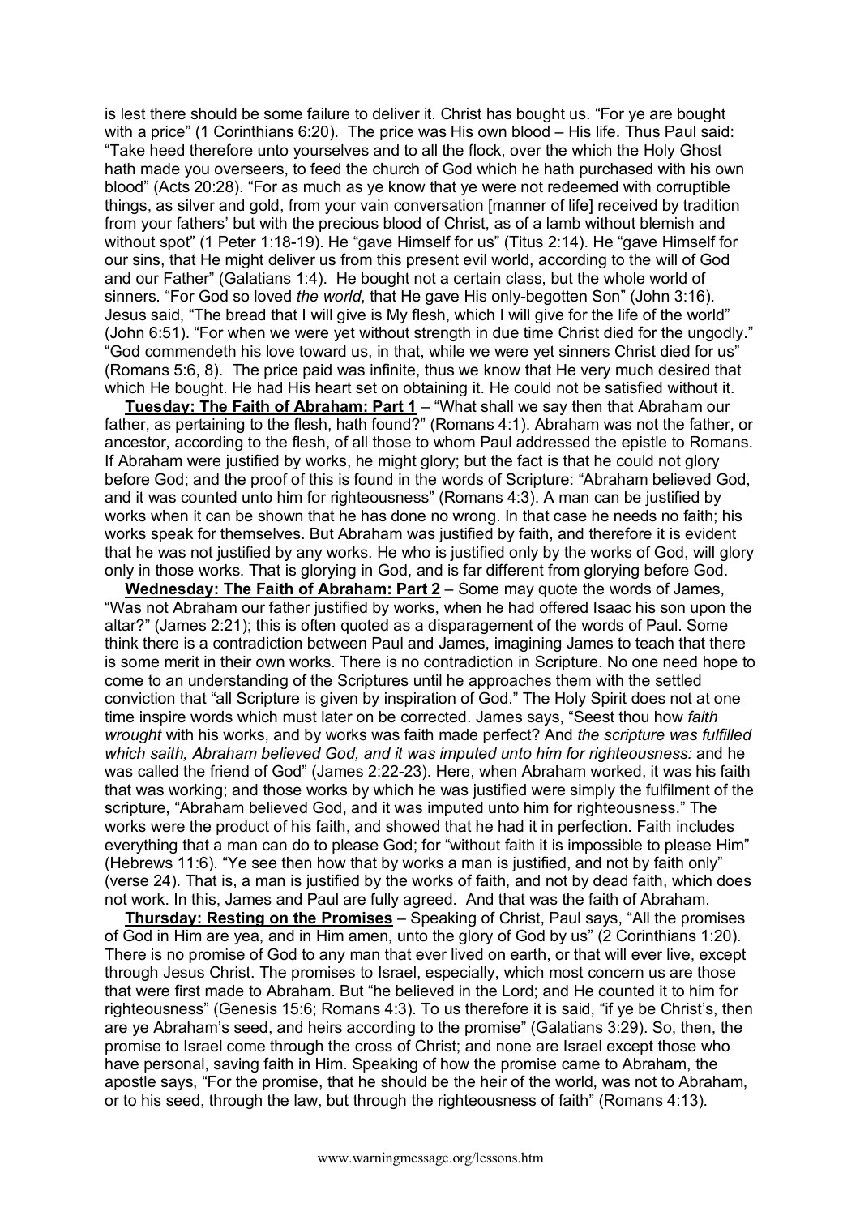is lest there should be some failure to deliver it. Christ has bought us. “For ye are bought with a price” (1 Corinthians 6:20). The price was His own blood – His life. Thus Paul said: “Take heed therefore unto yourselves and to all the flock, over the which the Holy Ghost hath made you overseers, to feed the church of God which he hath purchased with his own blood” (Acts 20:28). “For as much as ye know that ye were not redeemed with corruptible things, as silver and gold, from your vain conversation [manner of life] received by tradition from your fathers’ but with the precious blood of Christ, as of a lamb without blemish and without spot” (1 Peter 1:18-19). He “gave Himself for us” (Titus 2:14). He “gave Himself for our sins, that He might deliver us from this present evil world, according to the will of God and our Father” (Galatians 1:4). He bought not a certain class, but the whole world of sinners. “For God so loved *the world*, that He gave His only-begotten Son” (John 3:16). Jesus said, “The bread that I will give is My flesh, which I will give for the life of the world” (John 6:51). “For when we were yet without strength in due time Christ died for the ungodly.” “God commendeth his love toward us, in that, while we were yet sinners Christ died for us” (Romans 5:6, 8). The price paid was infinite, thus we know that He very much desired that which He bought. He had His heart set on obtaining it. He could not be satisfied without it.

**Tuesday: The Faith of Abraham: Part 1** – “What shall we say then that Abraham our father, as pertaining to the flesh, hath found?” (Romans 4:1). Abraham was not the father, or ancestor, according to the flesh, of all those to whom Paul addressed the epistle to Romans. If Abraham were justified by works, he might glory; but the fact is that he could not glory before God; and the proof of this is found in the words of Scripture: “Abraham believed God, and it was counted unto him for righteousness” (Romans 4:3). A man can be justified by works when it can be shown that he has done no wrong. In that case he needs no faith; his works speak for themselves. But Abraham was justified by faith, and therefore it is evident that he was not justified by any works. He who is justified only by the works of God, will glory only in those works. That is glorying in God, and is far different from glorying before God.

**Wednesday: The Faith of Abraham: Part 2** – Some may quote the words of James, “Was not Abraham our father justified by works, when he had offered Isaac his son upon the altar?” (James 2:21); this is often quoted as a disparagement of the words of Paul. Some think there is a contradiction between Paul and James, imagining James to teach that there is some merit in their own works. There is no contradiction in Scripture. No one need hope to come to an understanding of the Scriptures until he approaches them with the settled conviction that “all Scripture is given by inspiration of God.” The Holy Spirit does not at one time inspire words which must later on be corrected. James says, “Seest thou how *faith wrought* with his works, and by works was faith made perfect? And *the scripture was fulfilled which saith, Abraham believed God, and it was imputed unto him for righteousness:* and he was called the friend of God” (James 2:22-23). Here, when Abraham worked, it was his faith that was working; and those works by which he was justified were simply the fulfilment of the scripture, “Abraham believed God, and it was imputed unto him for righteousness.” The works were the product of his faith, and showed that he had it in perfection. Faith includes everything that a man can do to please God; for “without faith it is impossible to please Him” (Hebrews 11:6). “Ye see then how that by works a man is justified, and not by faith only” (verse 24). That is, a man is justified by the works of faith, and not by dead faith, which does not work. In this, James and Paul are fully agreed. And that was the faith of Abraham.

**Thursday: Resting on the Promises** – Speaking of Christ, Paul says, “All the promises of God in Him are yea, and in Him amen, unto the glory of God by us” (2 Corinthians 1:20). There is no promise of God to any man that ever lived on earth, or that will ever live, except through Jesus Christ. The promises to Israel, especially, which most concern us are those that were first made to Abraham. But “he believed in the Lord; and He counted it to him for righteousness” (Genesis 15:6; Romans 4:3). To us therefore it is said, “if ye be Christ’s, then are ye Abraham’s seed, and heirs according to the promise” (Galatians 3:29). So, then, the promise to Israel come through the cross of Christ; and none are Israel except those who have personal, saving faith in Him. Speaking of how the promise came to Abraham, the apostle says, “For the promise, that he should be the heir of the world, was not to Abraham, or to his seed, through the law, but through the righteousness of faith” (Romans 4:13).